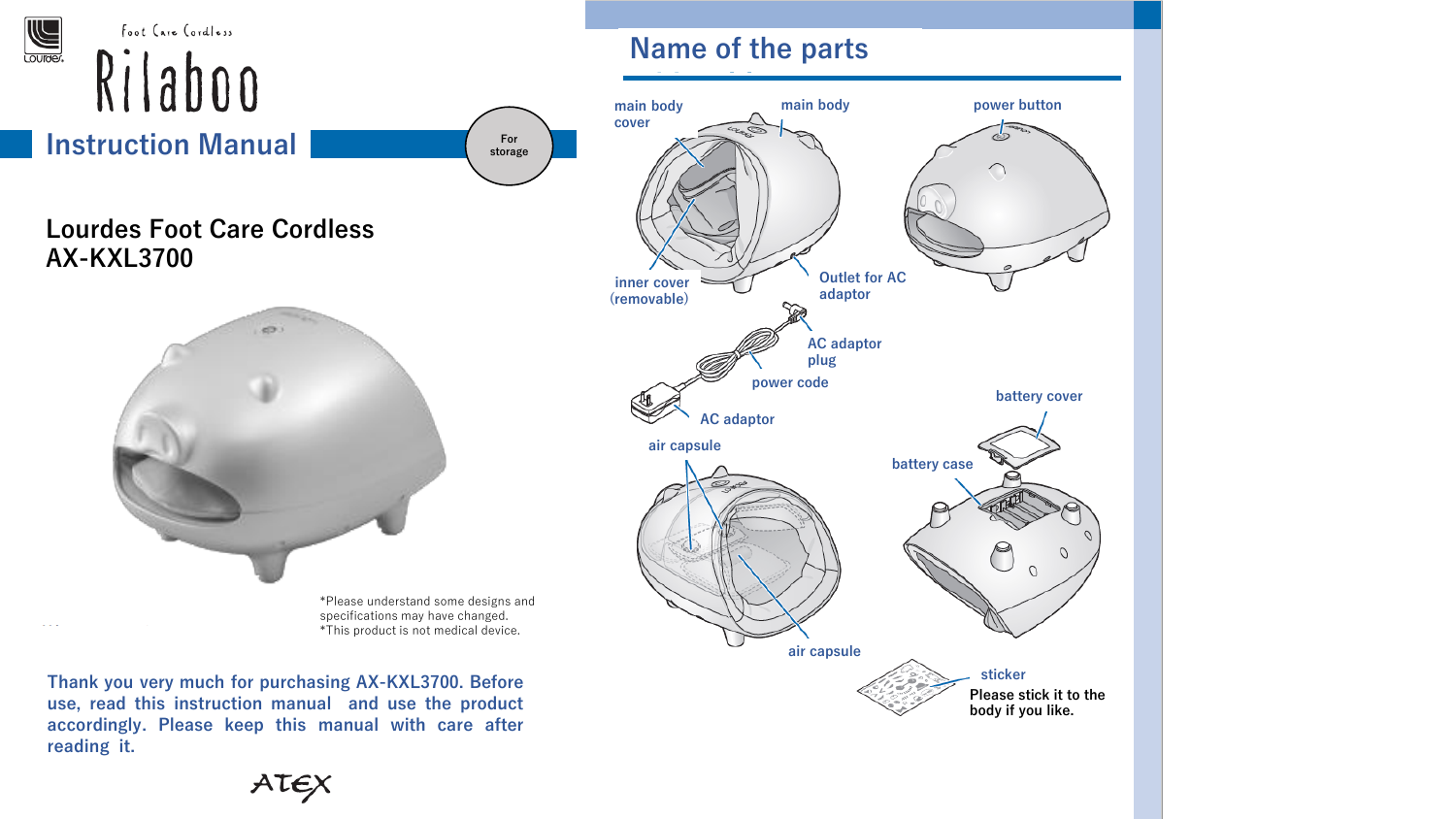Foot Care Cordless

Rilaboo

# Instruction Manual

For storage

## Lourdes Foot Care Cordless AX-KXL3700

*Please understand some designs and specifications may have changed.
*This product is not medical device.

**Thank you very much for purchasing AX-KXL3700. Before use, read this instruction manual and use the product accordingly. Please keep this manual with care after reading it.**

ATEX

## Name of the parts

- main body cover
- main body
- power button
- inner cover (removable)
- Outlet for AC adaptor
- AC adaptor plug
- power code
- AC adaptor
- battery cover
- battery case
- air capsule
- air capsule
- sticker

Please stick it to the body if you like.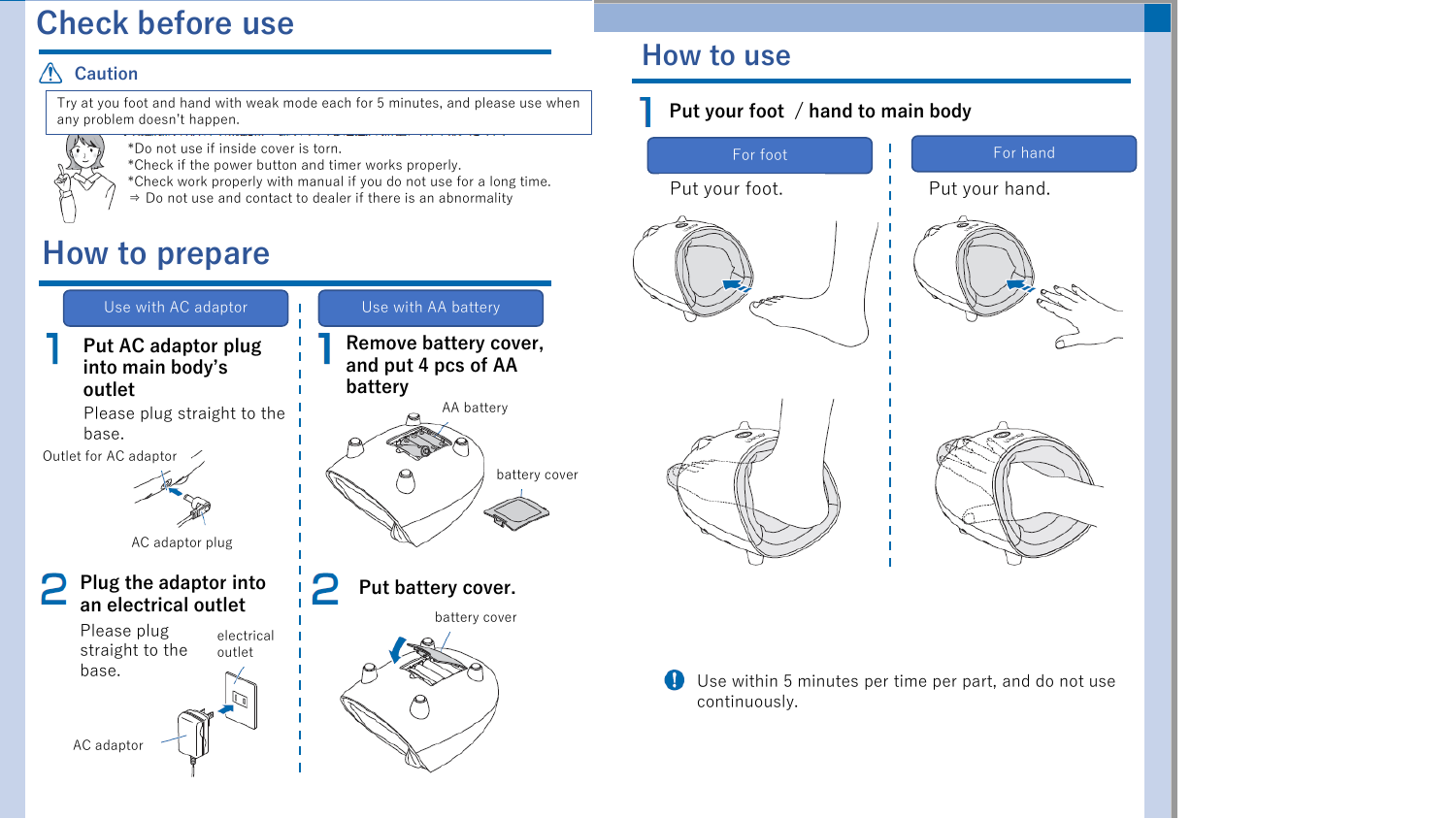# Check before use

## ⚠ Caution

Try at you foot and hand with weak mode each for 5 minutes, and please use when any problem doesn't happen.

*Do not use if inside cover is torn.
*Check if the power button and timer works properly.
*Check work properly with manual if you do not use for a long time.
⇒ Do not use and contact to dealer if there is an abnormality

# How to prepare

### Use with AC adaptor

**1 Put AC adaptor plug into main body's outlet**

Please plug straight to the base.

Outlet for AC adaptor

AC adaptor plug

**2 Plug the adaptor into an electrical outlet**

Please plug straight to the base.

electrical outlet

AC adaptor

### Use with AA battery

**1 Remove battery cover, and put 4 pcs of AA battery**

AA battery

battery cover

**2 Put battery cover.**

battery cover

# How to use

**1 Put your foot / hand to main body**

### For foot

Put your foot.

### For hand

Put your hand.

! Use within 5 minutes per time per part, and do not use continuously.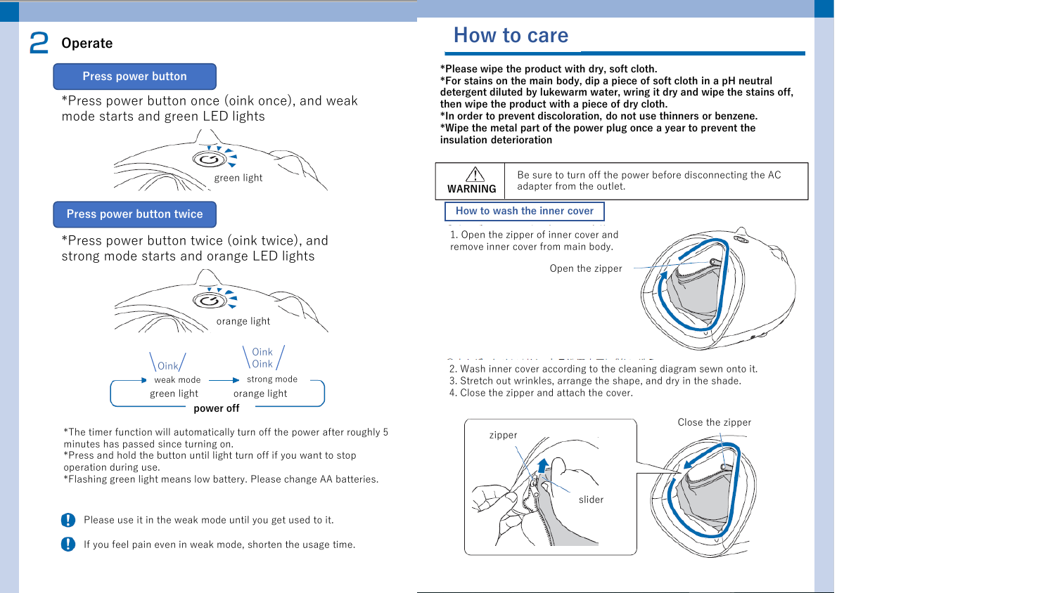## 2 Operate

**Press power button**

*Press power button once (oink once), and weak mode starts and green LED lights

green light

**Press power button twice**

*Press power button twice (oink twice), and strong mode starts and orange LED lights

orange light

Oink
weak mode
green light

Oink Oink
strong mode
orange light

**power off**

*The timer function will automatically turn off the power after roughly 5 minutes has passed since turning on.
*Press and hold the button until light turn off if you want to stop operation during use.
*Flashing green light means low battery. Please change AA batteries.

! Please use it in the weak mode until you get used to it.

! If you feel pain even in weak mode, shorten the usage time.

# How to care

***Please wipe the product with dry, soft cloth.**
***For stains on the main body, dip a piece of soft cloth in a pH neutral detergent diluted by lukewarm water, wring it dry and wipe the stains off, then wipe the product with a piece of dry cloth.**
***In order to prevent discoloration, do not use thinners or benzene.**
***Wipe the metal part of the power plug once a year to prevent the insulation deterioration**

| | |
|---|---|
| ⚠ WARNING | Be sure to turn off the power before disconnecting the AC adapter from the outlet. |

**How to wash the inner cover**

1. Open the zipper of inner cover and remove inner cover from main body.

Open the zipper

2. Wash inner cover according to the cleaning diagram sewn onto it.
3. Stretch out wrinkles, arrange the shape, and dry in the shade.
4. Close the zipper and attach the cover.

zipper

slider

Close the zipper